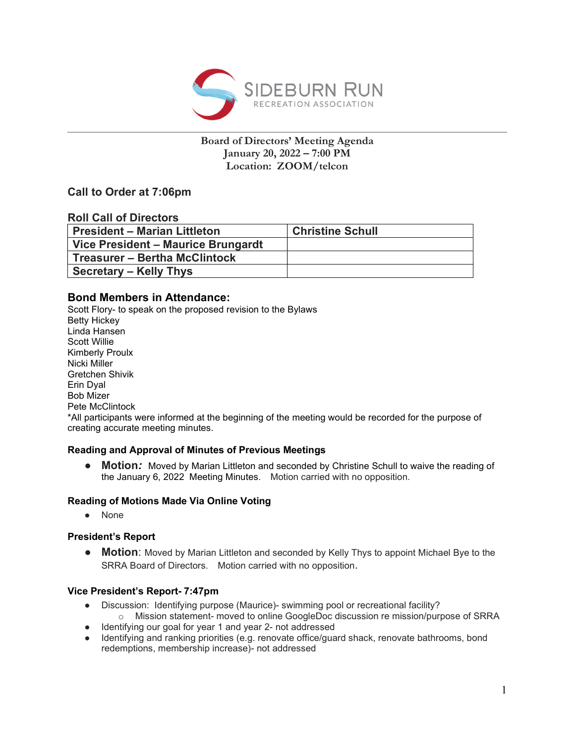SIDEBURN RUN
RECREATION ASSOCIATION

**Board of Directors' Meeting Agenda**
**January 20, 2022 – 7:00 PM**
**Location: ZOOM/telcon**

### Call to Order at 7:06pm

### Roll Call of Directors

| | |
|---|---|
| **President – Marian Littleton** | **Christine Schull** |
| **Vice President – Maurice Brungardt** | |
| **Treasurer – Bertha McClintock** | |
| **Secretary – Kelly Thys** | |

### Bond Members in Attendance:

Scott Flory- to speak on the proposed revision to the Bylaws
Betty Hickey
Linda Hansen
Scott Willie
Kimberly Proulx
Nicki Miller
Gretchen Shivik
Erin Dyal
Bob Mizer
Pete McClintock
*All participants were informed at the beginning of the meeting would be recorded for the purpose of creating accurate meeting minutes.

#### Reading and Approval of Minutes of Previous Meetings

- **Motion*:*** Moved by Marian Littleton and seconded by Christine Schull to waive the reading of the January 6, 2022 Meeting Minutes. Motion carried with no opposition.

#### Reading of Motions Made Via Online Voting

- None

#### President's Report

- **Motion**: Moved by Marian Littleton and seconded by Kelly Thys to appoint Michael Bye to the SRRA Board of Directors. Motion carried with no opposition.

#### Vice President's Report- 7:47pm

- Discussion: Identifying purpose (Maurice)- swimming pool or recreational facility?
    - Mission statement- moved to online GoogleDoc discussion re mission/purpose of SRRA
- Identifying our goal for year 1 and year 2- not addressed
- Identifying and ranking priorities (e.g. renovate office/guard shack, renovate bathrooms, bond redemptions, membership increase)- not addressed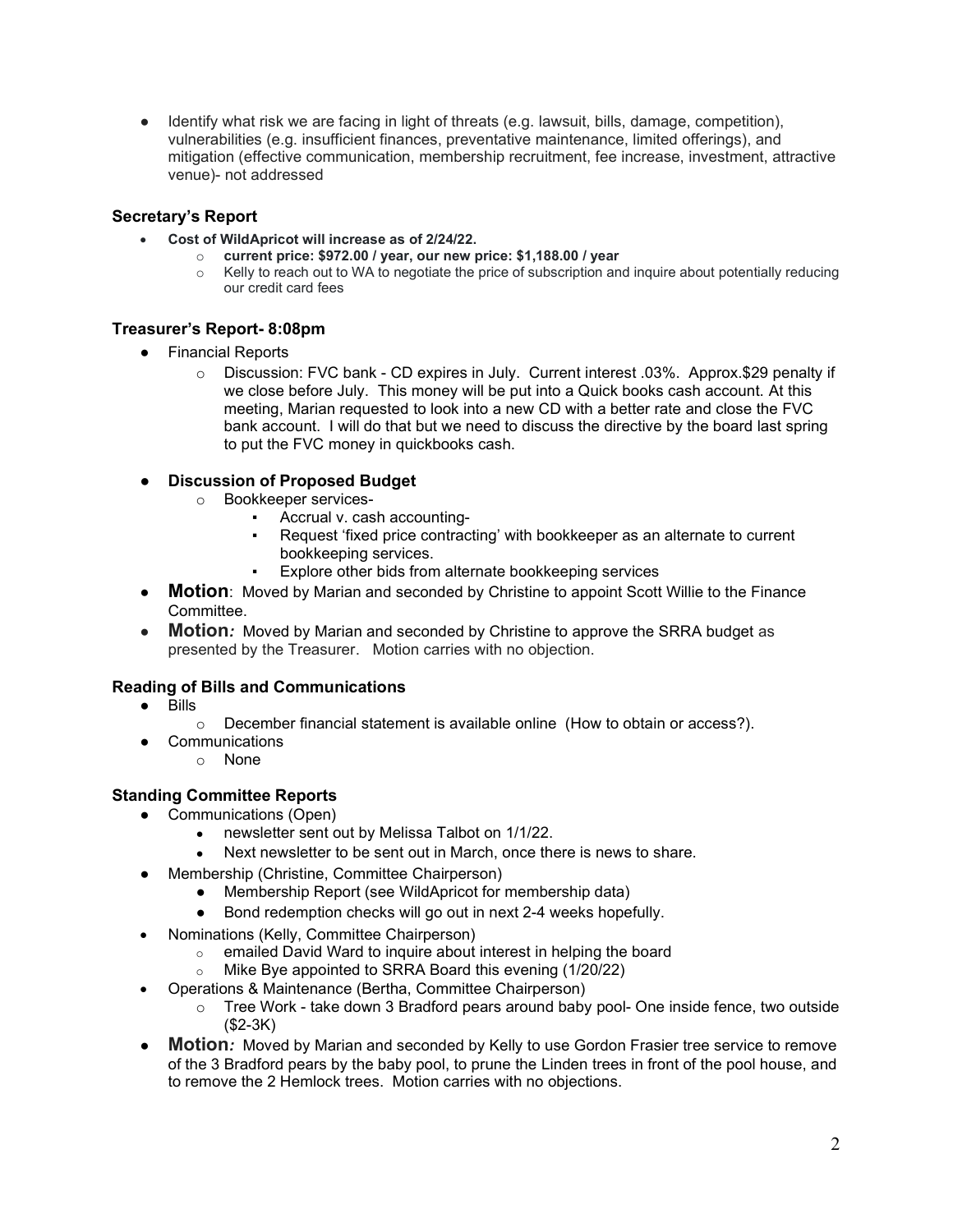- Identify what risk we are facing in light of threats (e.g. lawsuit, bills, damage, competition), vulnerabilities (e.g. insufficient finances, preventative maintenance, limited offerings), and mitigation (effective communication, membership recruitment, fee increase, investment, attractive venue)- not addressed

### Secretary's Report

- **Cost of WildApricot will increase as of 2/24/22.**
    - **current price: $972.00 / year, our new price: $1,188.00 / year**
    - Kelly to reach out to WA to negotiate the price of subscription and inquire about potentially reducing our credit card fees

### Treasurer's Report- 8:08pm

- Financial Reports
    - Discussion: FVC bank - CD expires in July. Current interest .03%. Approx.$29 penalty if we close before July. This money will be put into a Quick books cash account. At this meeting, Marian requested to look into a new CD with a better rate and close the FVC bank account. I will do that but we need to discuss the directive by the board last spring to put the FVC money in quickbooks cash.

- **Discussion of Proposed Budget**
    - Bookkeeper services-
        - Accrual v. cash accounting-
        - Request 'fixed price contracting' with bookkeeper as an alternate to current bookkeeping services.
        - Explore other bids from alternate bookkeeping services
- **Motion**: Moved by Marian and seconded by Christine to appoint Scott Willie to the Finance Committee.
- **Motion***:* Moved by Marian and seconded by Christine to approve the SRRA budget as presented by the Treasurer. Motion carries with no objection.

### Reading of Bills and Communications

- Bills
    - December financial statement is available online (How to obtain or access?).
- Communications
    - None

### Standing Committee Reports

- Communications (Open)
    - newsletter sent out by Melissa Talbot on 1/1/22.
    - Next newsletter to be sent out in March, once there is news to share.
- Membership (Christine, Committee Chairperson)
    - Membership Report (see WildApricot for membership data)
    - Bond redemption checks will go out in next 2-4 weeks hopefully.
- Nominations (Kelly, Committee Chairperson)
    - emailed David Ward to inquire about interest in helping the board
    - Mike Bye appointed to SRRA Board this evening (1/20/22)
- Operations & Maintenance (Bertha, Committee Chairperson)
    - Tree Work - take down 3 Bradford pears around baby pool- One inside fence, two outside ($2-3K)
- **Motion***:* Moved by Marian and seconded by Kelly to use Gordon Frasier tree service to remove of the 3 Bradford pears by the baby pool, to prune the Linden trees in front of the pool house, and to remove the 2 Hemlock trees. Motion carries with no objections.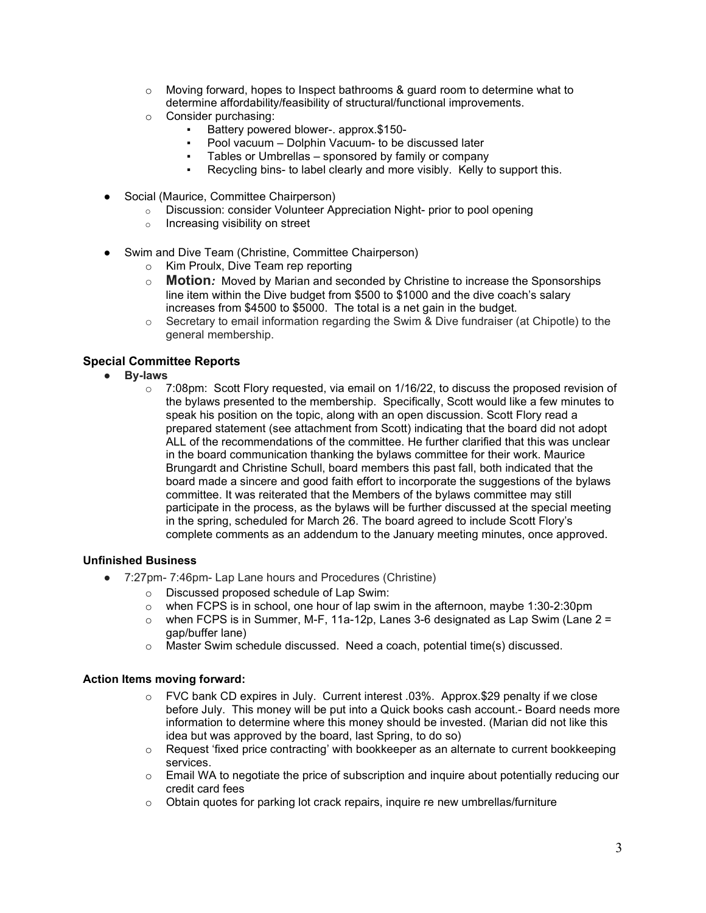- Moving forward, hopes to Inspect bathrooms & guard room to determine what to determine affordability/feasibility of structural/functional improvements.
- Consider purchasing:
  - Battery powered blower-. approx.$150-
  - Pool vacuum – Dolphin Vacuum- to be discussed later
  - Tables or Umbrellas – sponsored by family or company
  - Recycling bins- to label clearly and more visibly. Kelly to support this.

- Social (Maurice, Committee Chairperson)
  - Discussion: consider Volunteer Appreciation Night- prior to pool opening
  - Increasing visibility on street

- Swim and Dive Team (Christine, Committee Chairperson)
  - Kim Proulx, Dive Team rep reporting
  - **Motion***:* Moved by Marian and seconded by Christine to increase the Sponsorships line item within the Dive budget from $500 to $1000 and the dive coach's salary increases from $4500 to $5000. The total is a net gain in the budget.
  - Secretary to email information regarding the Swim & Dive fundraiser (at Chipotle) to the general membership.

### Special Committee Reports

- **By-laws**
  - 7:08pm: Scott Flory requested, via email on 1/16/22, to discuss the proposed revision of the bylaws presented to the membership. Specifically, Scott would like a few minutes to speak his position on the topic, along with an open discussion. Scott Flory read a prepared statement (see attachment from Scott) indicating that the board did not adopt ALL of the recommendations of the committee. He further clarified that this was unclear in the board communication thanking the bylaws committee for their work. Maurice Brungardt and Christine Schull, board members this past fall, both indicated that the board made a sincere and good faith effort to incorporate the suggestions of the bylaws committee. It was reiterated that the Members of the bylaws committee may still participate in the process, as the bylaws will be further discussed at the special meeting in the spring, scheduled for March 26. The board agreed to include Scott Flory's complete comments as an addendum to the January meeting minutes, once approved.

### Unfinished Business

- 7:27pm- 7:46pm- Lap Lane hours and Procedures (Christine)
  - Discussed proposed schedule of Lap Swim:
  - when FCPS is in school, one hour of lap swim in the afternoon, maybe 1:30-2:30pm
  - when FCPS is in Summer, M-F, 11a-12p, Lanes 3-6 designated as Lap Swim (Lane 2 = gap/buffer lane)
  - Master Swim schedule discussed. Need a coach, potential time(s) discussed.

### Action Items moving forward:

- FVC bank CD expires in July. Current interest .03%. Approx.$29 penalty if we close before July. This money will be put into a Quick books cash account.- Board needs more information to determine where this money should be invested. (Marian did not like this idea but was approved by the board, last Spring, to do so)
- Request 'fixed price contracting' with bookkeeper as an alternate to current bookkeeping services.
- Email WA to negotiate the price of subscription and inquire about potentially reducing our credit card fees
- Obtain quotes for parking lot crack repairs, inquire re new umbrellas/furniture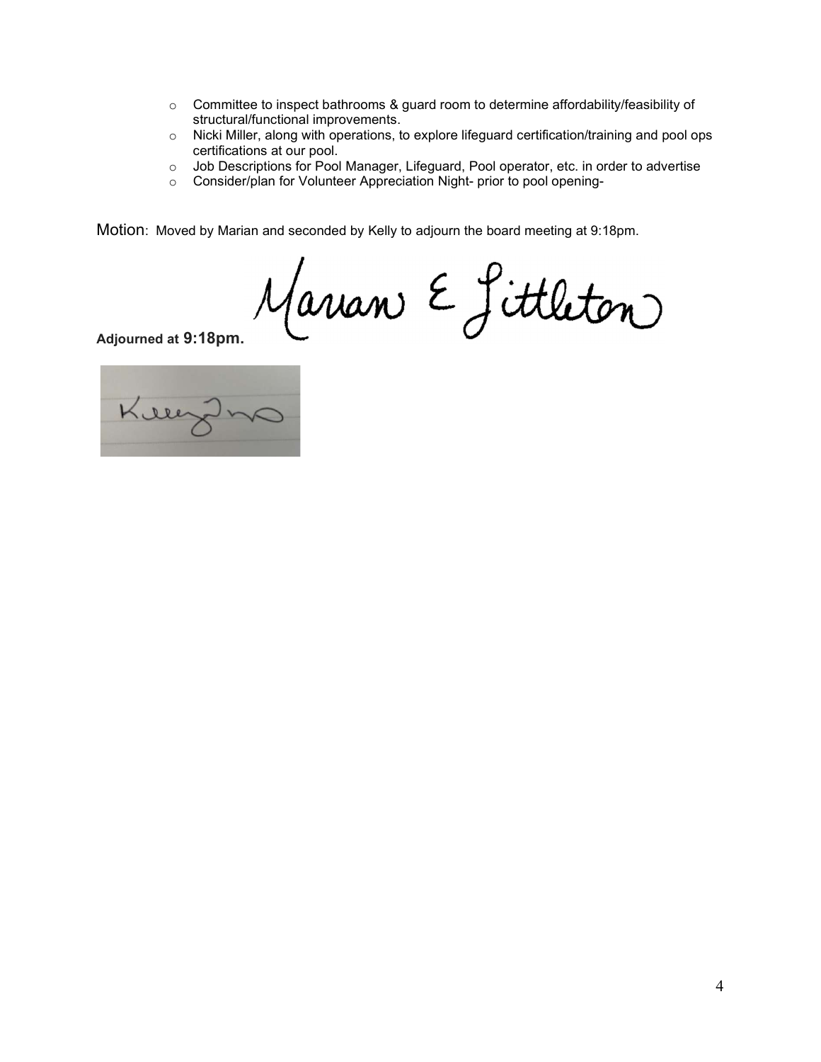- Committee to inspect bathrooms & guard room to determine affordability/feasibility of structural/functional improvements.
- Nicki Miller, along with operations, to explore lifeguard certification/training and pool ops certifications at our pool.
- Job Descriptions for Pool Manager, Lifeguard, Pool operator, etc. in order to advertise
- Consider/plan for Volunteer Appreciation Night- prior to pool opening-

Motion: Moved by Marian and seconded by Kelly to adjourn the board meeting at 9:18pm.

**Adjourned at 9:18pm.**